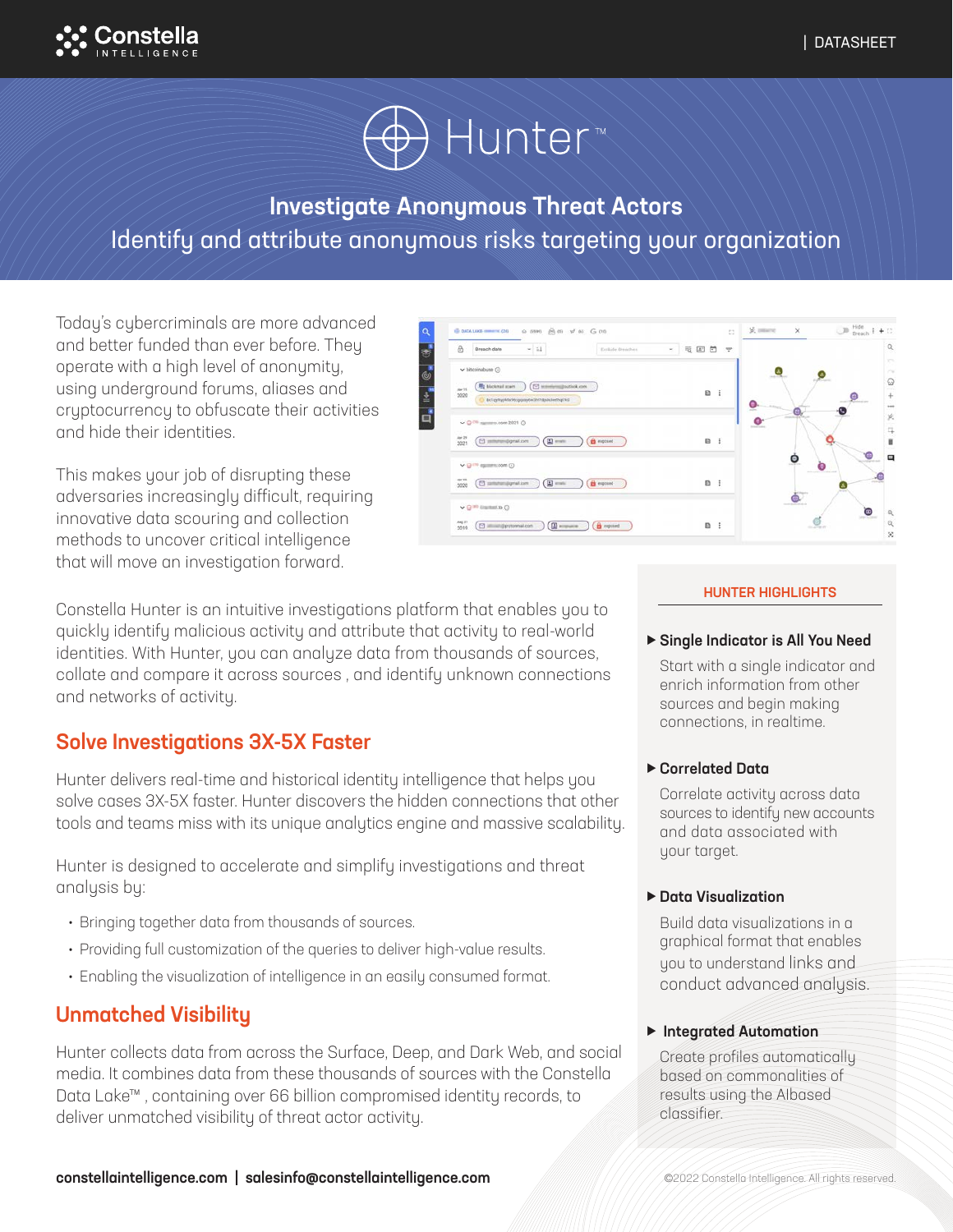Constella INTELLIGENCE

| DATASHEET

# Hunter™

## Investigate Anonymous Threat Actors

Identify and attribute anonymous risks targeting your organization

Today's cybercriminals are more advanced and better funded than ever before. They operate with a high level of anonymity, using underground forums, aliases and cryptocurrency to obfuscate their activities and hide their identities.

This makes your job of disrupting these adversaries increasingly difficult, requiring innovative data scouring and collection methods to uncover critical intelligence that will move an investigation forward.

Constella Hunter is an intuitive investigations platform that enables you to quickly identify malicious activity and attribute that activity to real-world identities. With Hunter, you can analyze data from thousands of sources, collate and compare it across sources , and identify unknown connections and networks of activity.

## Solve Investigations 3X-5X Faster

Hunter delivers real-time and historical identity intelligence that helps you solve cases 3X-5X faster. Hunter discovers the hidden connections that other tools and teams miss with its unique analytics engine and massive scalability.

Hunter is designed to accelerate and simplify investigations and threat analysis by:

- Bringing together data from thousands of sources.
- Providing full customization of the queries to deliver high-value results.
- Enabling the visualization of intelligence in an easily consumed format.

## Unmatched Visibility

Hunter collects data from across the Surface, Deep, and Dark Web, and social media. It combines data from these thousands of sources with the Constella Data Lake™ , containing over 66 billion compromised identity records, to deliver unmatched visibility of threat actor activity.

### HUNTER HIGHLIGHTS

**▶ Single Indicator is All You Need**

Start with a single indicator and enrich information from other sources and begin making connections, in realtime.

**▶ Correlated Data**

Correlate activity across data sources to identify new accounts and data associated with your target.

**▶ Data Visualization**

Build data visualizations in a graphical format that enables you to understand links and conduct advanced analysis.

**▶ Integrated Automation**

Create profiles automatically based on commonalities of results using the AIbased classifier.

**constellaintelligence.com | salesinfo@constellaintelligence.com**

©2022 Constella Intelligence. All rights reserved.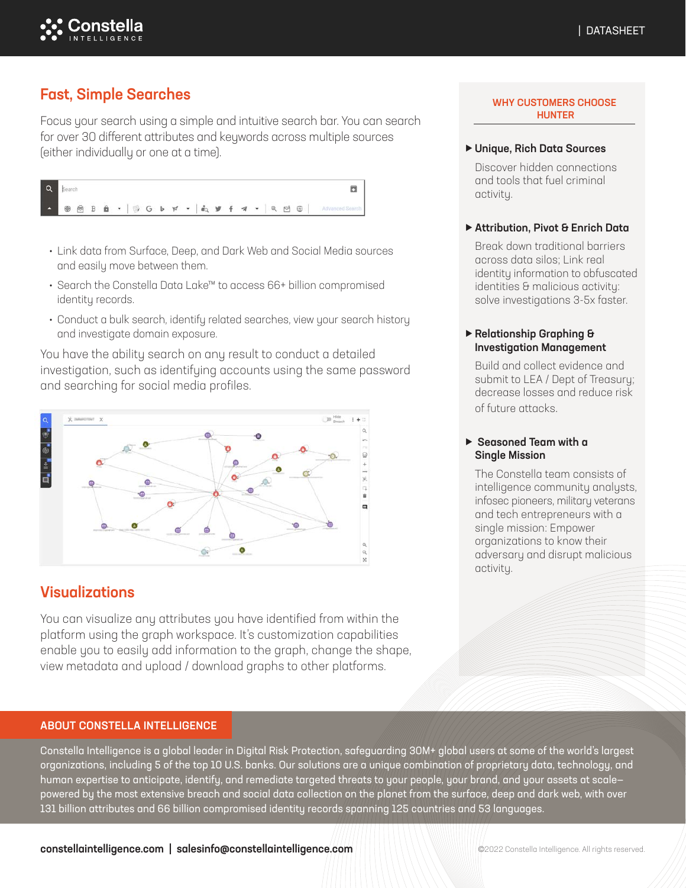## Fast, Simple Searches

Focus your search using a simple and intuitive search bar. You can search for over 30 different attributes and keywords across multiple sources (either individually or one at a time).

- Link data from Surface, Deep, and Dark Web and Social Media sources and easily move between them.
- Search the Constella Data Lake™ to access 66+ billion compromised identity records.
- Conduct a bulk search, identify related searches, view your search history and investigate domain exposure.

You have the ability search on any result to conduct a detailed investigation, such as identifying accounts using the same password and searching for social media profiles.

## Visualizations

You can visualize any attributes you have identified from within the platform using the graph workspace. It's customization capabilities enable you to easily add information to the graph, change the shape, view metadata and upload / download graphs to other platforms.

### WHY CUSTOMERS CHOOSE HUNTER

**Unique, Rich Data Sources**

Discover hidden connections and tools that fuel criminal activity.

**Attribution, Pivot & Enrich Data**

Break down traditional barriers across data silos; Link real identity information to obfuscated identities & malicious activity: solve investigations 3-5x faster.

**Relationship Graphing & Investigation Management**

Build and collect evidence and submit to LEA / Dept of Treasury; decrease losses and reduce risk of future attacks.

**Seasoned Team with a Single Mission**

The Constella team consists of intelligence community analysts, infosec pioneers, military veterans and tech entrepreneurs with a single mission: Empower organizations to know their adversary and disrupt malicious activity.

## ABOUT CONSTELLA INTELLIGENCE

Constella Intelligence is a global leader in Digital Risk Protection, safeguarding 30M+ global users at some of the world's largest organizations, including 5 of the top 10 U.S. banks. Our solutions are a unique combination of proprietary data, technology, and human expertise to anticipate, identify, and remediate targeted threats to your people, your brand, and your assets at scale–powered by the most extensive breach and social data collection on the planet from the surface, deep and dark web, with over 131 billion attributes and 66 billion compromised identity records spanning 125 countries and 53 languages.

**constellaintelligence.com | salesinfo@constellaintelligence.com**

©2022 Constella Intelligence. All rights reserved.